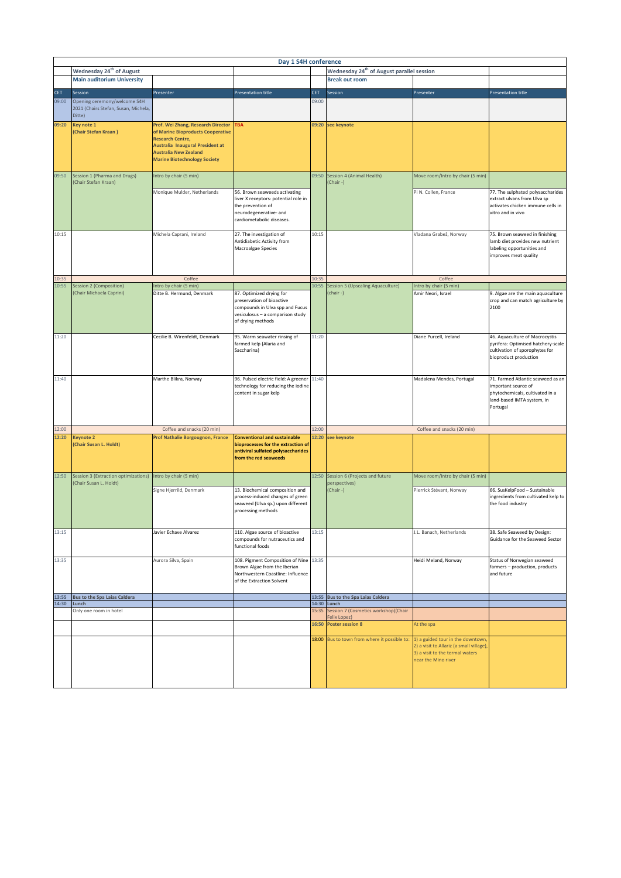# Day 1 S4H conference

| | Wednesday 24th of August | | | | Wednesday 24th of August parallel session | | |
|---|---|---|---|---|---|---|---|
| | Main auditorium University | | | | Break out room | | |
| CET | Session | Presenter | Presentation title | CET | Session | Presenter | Presentation title |
| 09:00 | Opening ceremony/welcome S4H 2021 (Chairs Stefan, Susan, Michela, Ditte) | | | 09:00 | | | |
| 09:20 | **Key note 1 (Chair Stefan Kraan )** | **Prof. Wei Zhang, Research Director of Marine Bioproducts Cooperative Research Centre, Australia Inaugural President at Australia New Zealand Marine Biotechnology Society** | **TBA** | 09:20 | **see keynote** | | |
| 09:50 | Session 1 (Pharma and Drugs) (Chair Stefan Kraan) | Intro by chair (5 min) | | 09:50 | Session 4 (Animal Health) (Chair -) | Move room/Intro by chair (5 min) | |
| | | Monique Mulder, Netherlands | 56. Brown seaweeds activating liver X receptors: potential role in the prevention of neurodegenerative- and cardiometabolic diseases. | | | Pi N. Collen, France | 77. The sulphated polysaccharides extract ulvans from Ulva sp activates chicken immune cells in vitro and in vivo |
| 10:15 | | Michela Caprani, Ireland | 27. The investigation of Antidiabetic Activity from Macroalgae Species | 10:15 | | Vladana Grabež, Norway | 75. Brown seaweed in finishing lamb diet provides new nutrient labeling opportunities and improves meat quality |
| 10:35 | | Coffee | | 10:35 | | Coffee | |
| 10:55 | Session 2 (Composition) (Chair Michaela Caprini) | Intro by chair (5 min) | | 10:55 | Session 5 (Upscaling Aquaculture) (chair -) | Intro by chair (5 min) | |
| | | Ditte B. Hermund, Denmark | 87. Optimized drying for preservation of bioactive compounds in Ulva spp and Fucus vesiculosus – a comparison study of drying methods | | | Amir Neori, Israel | 9. Algae are the main aquaculture crop and can match agriculture by 2100 |
| 11:20 | | Cecilie B. Wirenfeldt, Denmark | 95. Warm seawater rinsing of farmed kelp (Alaria and Saccharina) | 11:20 | | Diane Purcell, Ireland | 46. Aquaculture of Macrocystis pyrifera: Optimised hatchery-scale cultivation of sporophytes for bioproduct production |
| 11:40 | | Marthe Blikra, Norway | 96. Pulsed electric field: A greener technology for reducing the iodine content in sugar kelp | 11:40 | | Madalena Mendes, Portugal | 71. Farmed Atlantic seaweed as an important source of phytochemicals, cultivated in a land-based IMTA system, in Portugal |
| 12:00 | | Coffee and snacks (20 min) | | 12:00 | | Coffee and snacks (20 min) | |
| 12:20 | **Keynote 2 (Chair Susan L. Holdt)** | **Prof Nathalie Borgougnon, France** | **Conventional and sustainable bioprocesses for the extraction of antiviral sulfated polysaccharides from the red seaweeds** | 12:20 | **see keynote** | | |
| 12:50 | Session 3 (Extraction optimizations) (Chair Susan L. Holdt) | Intro by chair (5 min) | | 12:50 | Session 6 (Projects and future perspectives) (Chair -) | Move room/Intro by chair (5 min) | |
| | | Signe Hjerrild, Denmark | 13. Biochemical composition and process-induced changes of green seaweed (Ulva sp.) upon different processing methods | | | Pierrick Stévant, Norway | 66. SusKelpFood – Sustainable ingredients from cultivated kelp to the food industry |
| 13:15 | | Javier Echave Alvarez | 110. Algae source of bioactive compounds for nutraceutics and functional foods | 13:15 | | J.L. Banach, Netherlands | 38. Safe Seaweed by Design: Guidance for the Seaweed Sector |
| 13:35 | | Aurora Silva, Spain | 108. Pigment Composition of Nine Brown Algae from the Iberian Northwestern Coastline: Influence of the Extraction Solvent | 13:35 | | Heidi Meland, Norway | Status of Norwegian seaweed farmers – production, products and future |
| 13:55 | **Bus to the Spa Laias Caldera** | | | 13:55 | **Bus to the Spa Laias Caldera** | | |
| 14:30 | **Lunch** | | | 14:30 | **Lunch** | | |
| | Only one room in hotel | | | 15:35 | Session 7 (Cosmetics workshop)(Chair Felix Lopez) | | |
| | | | | 16:50 | **Poster session 8** | At the spa | |
| | | | | 18:00 | Bus to town from where it possible to: | 1) a guided tour in the downtown, 2) a visit to Allariz (a small village), 3) a visit to the termal waters near the Mino river | |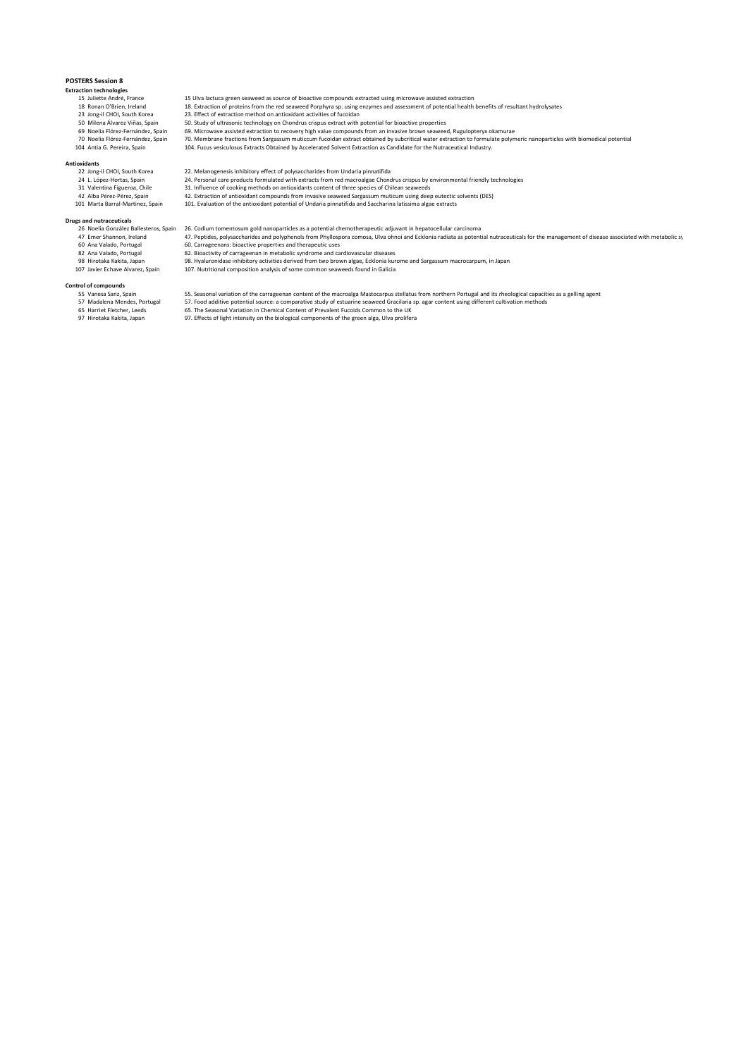**POSTERS Session 8**

**Extraction technologies**

| | | |
|---|---|---|
| 15 | Juliette André, France | 15 Ulva lactuca green seaweed as source of bioactive compounds extracted using microwave assisted extraction |
| 18 | Ronan O'Brien, Ireland | 18. Extraction of proteins from the red seaweed Porphyra sp. using enzymes and assessment of potential health benefits of resultant hydrolysates |
| 23 | Jong-il CHOI, South Korea | 23. Effect of extraction method on antioxidant activities of fucoidan |
| 50 | Milena Álvarez Viñas, Spain | 50. Study of ultrasonic technology on Chondrus crispus extract with potential for bioactive properties |
| 69 | Noelia Flórez-Fernández, Spain | 69. Microwave assisted extraction to recovery high value compounds from an invasive brown seaweed, Rugulopteryx okamurae |
| 70 | Noelia Flórez-Fernández, Spain | 70. Membrane fractions from Sargassum muticcum fucoidan extract obtained by subcritical water extraction to formulate polymeric nanoparticles with biomedical potential |
| 104 | Antia G. Pereira, Spain | 104. Fucus vesiculosus Extracts Obtained by Accelerated Solvent Extraction as Candidate for the Nutraceutical Industry. |

**Antioxidants**

| | | |
|---|---|---|
| 22 | Jong-il CHOI, South Korea | 22. Melanogenesis inhibitory effect of polysaccharides from Undaria pinnatifida |
| 24 | L. López-Hortas, Spain | 24. Personal care products formulated with extracts from red macroalgae Chondrus crispus by environmental friendly technologies |
| 31 | Valentina Figueroa, Chile | 31. Influence of cooking methods on antioxidants content of three species of Chilean seaweeds |
| 42 | Alba Pérez-Pérez, Spain | 42. Extraction of antioxidant compounds from invasive seaweed Sargassum muticum using deep eutectic solvents (DES) |
| 101 | Marta Barral-Martinez, Spain | 101. Evaluation of the antioxidant potential of Undaria pinnatifida and Saccharina latissima algae extracts |

**Drugs and nutraceuticals**

| | | |
|---|---|---|
| 26 | Noelia González Ballesteros, Spain | 26. Codium tomentosum gold nanoparticles as a potential chemotherapeutic adjuvant in hepatocellular carcinoma |
| 47 | Emer Shannon, Ireland | 47. Peptides, polysaccharides and polyphenols from Phyllospora comosa, Ulva ohnoi and Ecklonia radiata as potential nutraceuticals for the management of disease associated with metabolic sy |
| 60 | Ana Valado, Portugal | 60. Carrageenans: bioactive properties and therapeutic uses |
| 82 | Ana Valado, Portugal | 82. Bioactivity of carrageenan in metabolic syndrome and cardiovascular diseases |
| 98 | Hirotaka Kakita, Japan | 98. Hyaluronidase inhibitory activities derived from two brown algae, Ecklonia kurome and Sargassum macrocarpum, in Japan |
| 107 | Javier Echave Alvarez, Spain | 107. Nutritional composition analysis of some common seaweeds found in Galicia |

**Control of compounds**

| | | |
|---|---|---|
| 55 | Vanesa Sanz, Spain | 55. Seasonal variation of the carrageenan content of the macroalga Mastocarpus stellatus from northern Portugal and its rheological capacities as a gelling agent |
| 57 | Madalena Mendes, Portugal | 57. Food additive potential source: a comparative study of estuarine seaweed Gracilaria sp. agar content using different cultivation methods |
| 65 | Harriet Fletcher, Leeds | 65. The Seasonal Variation in Chemical Content of Prevalent Fucoids Common to the UK |
| 97 | Hirotaka Kakita, Japan | 97. Effects of light intensity on the biological components of the green alga, Ulva prolifera |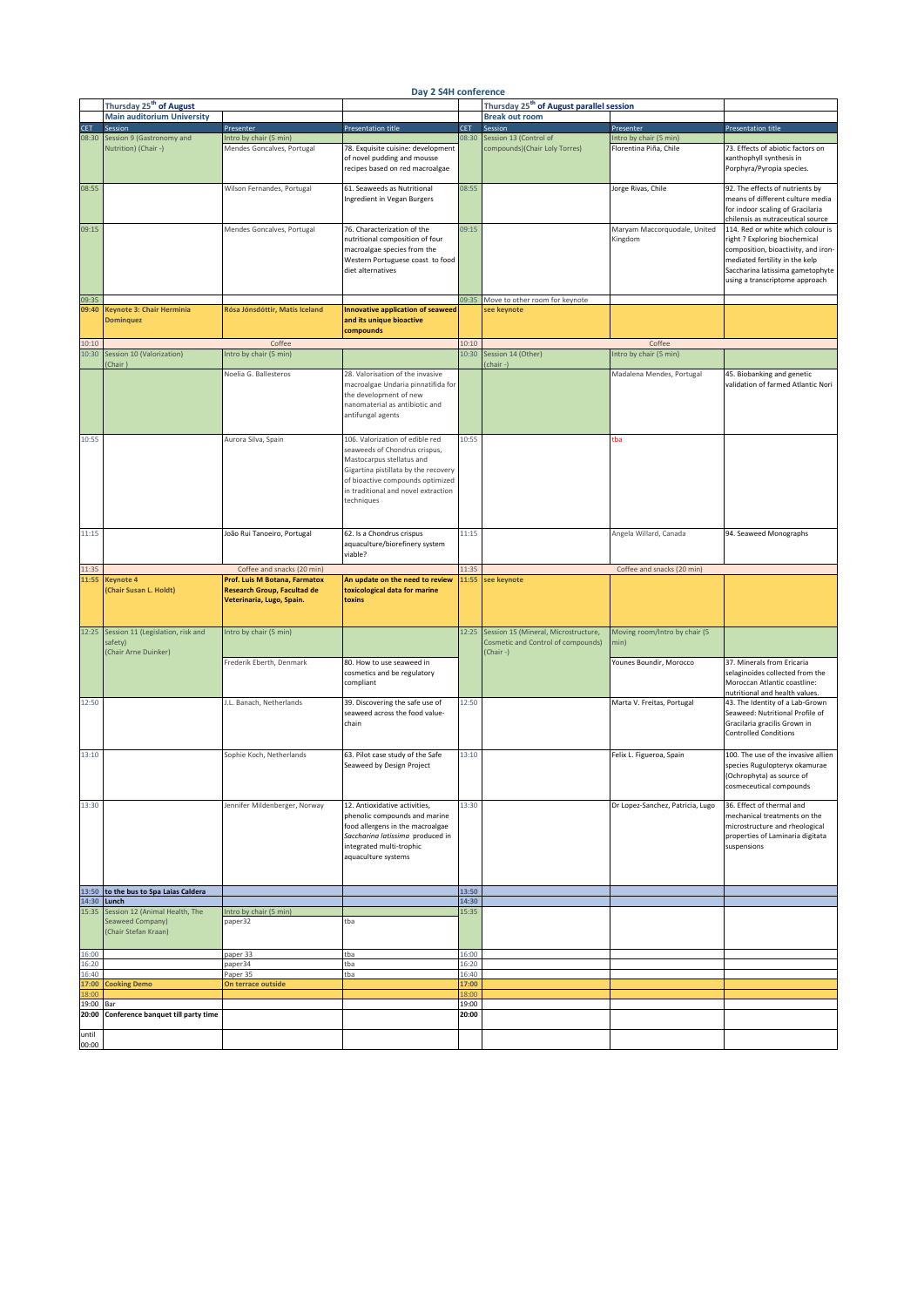# Day 2 S4H conference

| | Thursday 25th of August | | | | Thursday 25th of August parallel session | | |
|---|---|---|---|---|---|---|---|
| | Main auditorium University | | | | Break out room | | |
| CET | Session | Presenter | Presentation title | CET | Session | Presenter | Presentation title |
| 08:30 | Session 9 (Gastronomy and Nutrition) (Chair -) | Intro by chair (5 min) | | 08:30 | Session 13 (Control of compounds)(Chair Loly Torres) | Intro by chair (5 min) | |
| | | Mendes Goncalves, Portugal | 78. Exquisite cuisine: development of novel pudding and mousse recipes based on red macroalgae | | | Florentina Piña, Chile | 73. Effects of abiotic factors on xanthophyll synthesis in Porphyra/Pyropia species. |
| 08:55 | | Wilson Fernandes, Portugal | 61. Seaweeds as Nutritional Ingredient in Vegan Burgers | 08:55 | | Jorge Rivas, Chile | 92. The effects of nutrients by means of different culture media for indoor scaling of Gracilaria chilensis as nutraceutical source |
| 09:15 | | Mendes Goncalves, Portugal | 76. Characterization of the nutritional composition of four macroalgae species from the Western Portuguese coast to food diet alternatives | 09:15 | | Maryam Maccorquodale, United Kingdom | 114. Red or white which colour is right ? Exploring biochemical composition, bioactivity, and iron-mediated fertility in the kelp Saccharina latissima gametophyte using a transcriptome approach |
| 09:35 | | | | 09:35 | Move to other room for keynote | | |
| 09:40 | Keynote 3: Chair Herminia Dominquez | Rósa Jónsdóttir, Matís Iceland | Innovative application of seaweed and its unique bioactive compounds | | see keynote | | |
| 10:10 | | Coffee | | 10:10 | | Coffee | |
| 10:30 | Session 10 (Valorization) (Chair ) | Intro by chair (5 min) | | 10:30 | Session 14 (Other) (chair -) | Intro by chair (5 min) | |
| | | Noelia G. Ballesteros | 28. Valorisation of the invasive macroalgae Undaria pinnatifida for the development of new nanomaterial as antibiotic and antifungal agents | | | Madalena Mendes, Portugal | 45. Biobanking and genetic validation of farmed Atlantic Nori |
| 10:55 | | Aurora Silva, Spain | 106. Valorization of edible red seaweeds of Chondrus crispus, Mastocarpus stellatus and Gigartina pistillata by the recovery of bioactive compounds optimized in traditional and novel extraction techniques | 10:55 | | tba | |
| 11:15 | | João Rui Tanoeiro, Portugal | 62. Is a Chondrus crispus aquaculture/biorefinery system viable? | 11:15 | | Angela Willard, Canada | 94. Seaweed Monographs |
| 11:35 | | Coffee and snacks (20 min) | | 11:35 | | Coffee and snacks (20 min) | |
| 11:55 | Keynote 4 (Chair Susan L. Holdt) | Prof. Luis M Botana, Farmatox Research Group, Facultad de Veterinaria, Lugo, Spain. | An update on the need to review toxicological data for marine toxins | 11:55 | see keynote | | |
| 12:25 | Session 11 (Legislation, risk and safety) (Chair Arne Duinker) | Intro by chair (5 min) | | 12:25 | Session 15 (Mineral, Microstructure, Cosmetic and Control of compounds) (Chair -) | Moving room/Intro by chair (5 min) | |
| | | Frederik Eberth, Denmark | 80. How to use seaweed in cosmetics and be regulatory compliant | | | Younes Boundir, Morocco | 37. Minerals from Ericaria selaginoides collected from the Moroccan Atlantic coastline: nutritional and health values. |
| 12:50 | | J.L. Banach, Netherlands | 39. Discovering the safe use of seaweed across the food value-chain | 12:50 | | Marta V. Freitas, Portugal | 43. The Identity of a Lab-Grown Seaweed: Nutritional Profile of Gracilaria gracilis Grown in Controlled Conditions |
| 13:10 | | Sophie Koch, Netherlands | 63. Pilot case study of the Safe Seaweed by Design Project | 13:10 | | Felix L. Figueroa, Spain | 100. The use of the invasive allien species Rugulopteryx okamurae (Ochrophyta) as source of cosmeceutical compounds |
| 13:30 | | Jennifer Mildenberger, Norway | 12. Antioxidative activities, phenolic compounds and marine food allergens in the macroalgae *Saccharina latissima* produced in integrated multi-trophic aquaculture systems | 13:30 | | Dr Lopez-Sanchez, Patricia, Lugo | 36. Effect of thermal and mechanical treatments on the microstructure and rheological properties of Laminaria digitata suspensions |
| 13:50 | to the bus to Spa Laias Caldera | | | 13:50 | | | |
| 14:30 | Lunch | | | 14:30 | | | |
| 15:35 | Session 12 (Animal Health, The Seaweed Company) (Chair Stefan Kraan) | Intro by chair (5 min) paper32 | tba | 15:35 | | | |
| 16:00 | | paper 33 | tba | 16:00 | | | |
| 16:20 | | paper34 | tba | 16:20 | | | |
| 16:40 | | Paper 35 | tba | 16:40 | | | |
| 17:00 | Cooking Demo | On terrace outside | | 17:00 | | | |
| 18:00 | | | | 18:00 | | | |
| 19:00 | Bar | | | 19:00 | | | |
| 20:00 | Conference banquet till party time | | | 20:00 | | | |
| until 00:00 | | | | | | | |